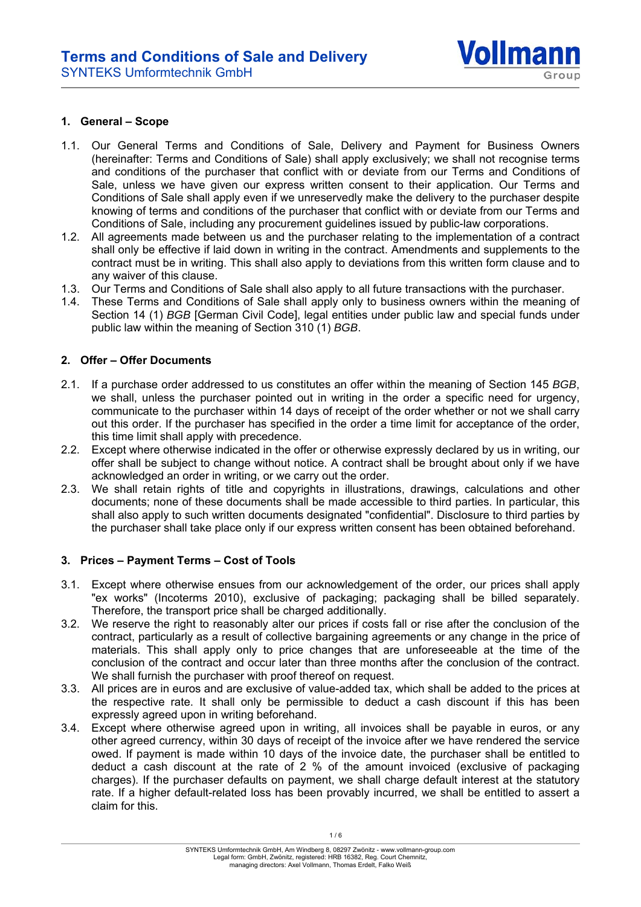# Terms and Conditions of Sale and Delivery

SYNTEKS Umformtechnik GmbH

## 1. General – Scope

1.1. Our General Terms and Conditions of Sale, Delivery and Payment for Business Owners (hereinafter: Terms and Conditions of Sale) shall apply exclusively; we shall not recognise terms and conditions of the purchaser that conflict with or deviate from our Terms and Conditions of Sale, unless we have given our express written consent to their application. Our Terms and Conditions of Sale shall apply even if we unreservedly make the delivery to the purchaser despite knowing of terms and conditions of the purchaser that conflict with or deviate from our Terms and Conditions of Sale, including any procurement guidelines issued by public-law corporations.

1.2. All agreements made between us and the purchaser relating to the implementation of a contract shall only be effective if laid down in writing in the contract. Amendments and supplements to the contract must be in writing. This shall also apply to deviations from this written form clause and to any waiver of this clause.

1.3. Our Terms and Conditions of Sale shall also apply to all future transactions with the purchaser.

1.4. These Terms and Conditions of Sale shall apply only to business owners within the meaning of Section 14 (1) *BGB* [German Civil Code], legal entities under public law and special funds under public law within the meaning of Section 310 (1) *BGB*.

## 2. Offer – Offer Documents

2.1. If a purchase order addressed to us constitutes an offer within the meaning of Section 145 *BGB*, we shall, unless the purchaser pointed out in writing in the order a specific need for urgency, communicate to the purchaser within 14 days of receipt of the order whether or not we shall carry out this order. If the purchaser has specified in the order a time limit for acceptance of the order, this time limit shall apply with precedence.

2.2. Except where otherwise indicated in the offer or otherwise expressly declared by us in writing, our offer shall be subject to change without notice. A contract shall be brought about only if we have acknowledged an order in writing, or we carry out the order.

2.3. We shall retain rights of title and copyrights in illustrations, drawings, calculations and other documents; none of these documents shall be made accessible to third parties. In particular, this shall also apply to such written documents designated "confidential". Disclosure to third parties by the purchaser shall take place only if our express written consent has been obtained beforehand.

## 3. Prices – Payment Terms – Cost of Tools

3.1. Except where otherwise ensues from our acknowledgement of the order, our prices shall apply "ex works" (Incoterms 2010), exclusive of packaging; packaging shall be billed separately. Therefore, the transport price shall be charged additionally.

3.2. We reserve the right to reasonably alter our prices if costs fall or rise after the conclusion of the contract, particularly as a result of collective bargaining agreements or any change in the price of materials. This shall apply only to price changes that are unforeseeable at the time of the conclusion of the contract and occur later than three months after the conclusion of the contract. We shall furnish the purchaser with proof thereof on request.

3.3. All prices are in euros and are exclusive of value-added tax, which shall be added to the prices at the respective rate. It shall only be permissible to deduct a cash discount if this has been expressly agreed upon in writing beforehand.

3.4. Except where otherwise agreed upon in writing, all invoices shall be payable in euros, or any other agreed currency, within 30 days of receipt of the invoice after we have rendered the service owed. If payment is made within 10 days of the invoice date, the purchaser shall be entitled to deduct a cash discount at the rate of 2 % of the amount invoiced (exclusive of packaging charges). If the purchaser defaults on payment, we shall charge default interest at the statutory rate. If a higher default-related loss has been provably incurred, we shall be entitled to assert a claim for this.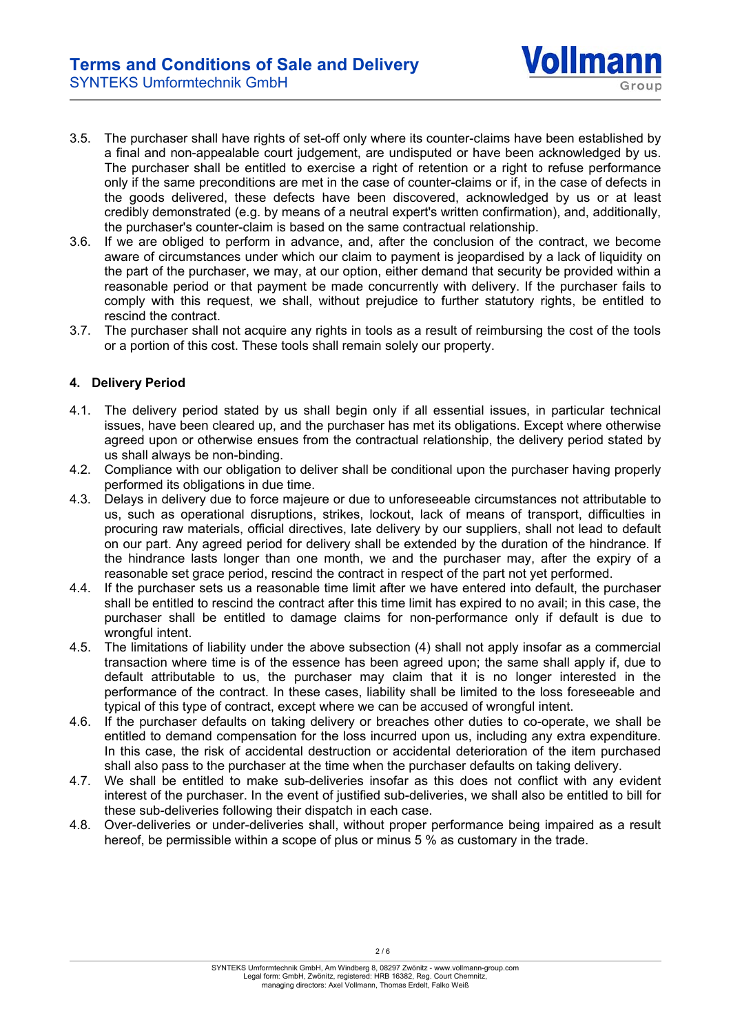3.5. The purchaser shall have rights of set-off only where its counter-claims have been established by a final and non-appealable court judgement, are undisputed or have been acknowledged by us. The purchaser shall be entitled to exercise a right of retention or a right to refuse performance only if the same preconditions are met in the case of counter-claims or if, in the case of defects in the goods delivered, these defects have been discovered, acknowledged by us or at least credibly demonstrated (e.g. by means of a neutral expert's written confirmation), and, additionally, the purchaser's counter-claim is based on the same contractual relationship.

3.6. If we are obliged to perform in advance, and, after the conclusion of the contract, we become aware of circumstances under which our claim to payment is jeopardised by a lack of liquidity on the part of the purchaser, we may, at our option, either demand that security be provided within a reasonable period or that payment be made concurrently with delivery. If the purchaser fails to comply with this request, we shall, without prejudice to further statutory rights, be entitled to rescind the contract.

3.7. The purchaser shall not acquire any rights in tools as a result of reimbursing the cost of the tools or a portion of this cost. These tools shall remain solely our property.

#### 4. Delivery Period

4.1. The delivery period stated by us shall begin only if all essential issues, in particular technical issues, have been cleared up, and the purchaser has met its obligations. Except where otherwise agreed upon or otherwise ensues from the contractual relationship, the delivery period stated by us shall always be non-binding.

4.2. Compliance with our obligation to deliver shall be conditional upon the purchaser having properly performed its obligations in due time.

4.3. Delays in delivery due to force majeure or due to unforeseeable circumstances not attributable to us, such as operational disruptions, strikes, lockout, lack of means of transport, difficulties in procuring raw materials, official directives, late delivery by our suppliers, shall not lead to default on our part. Any agreed period for delivery shall be extended by the duration of the hindrance. If the hindrance lasts longer than one month, we and the purchaser may, after the expiry of a reasonable set grace period, rescind the contract in respect of the part not yet performed.

4.4. If the purchaser sets us a reasonable time limit after we have entered into default, the purchaser shall be entitled to rescind the contract after this time limit has expired to no avail; in this case, the purchaser shall be entitled to damage claims for non-performance only if default is due to wrongful intent.

4.5. The limitations of liability under the above subsection (4) shall not apply insofar as a commercial transaction where time is of the essence has been agreed upon; the same shall apply if, due to default attributable to us, the purchaser may claim that it is no longer interested in the performance of the contract. In these cases, liability shall be limited to the loss foreseeable and typical of this type of contract, except where we can be accused of wrongful intent.

4.6. If the purchaser defaults on taking delivery or breaches other duties to co-operate, we shall be entitled to demand compensation for the loss incurred upon us, including any extra expenditure. In this case, the risk of accidental destruction or accidental deterioration of the item purchased shall also pass to the purchaser at the time when the purchaser defaults on taking delivery.

4.7. We shall be entitled to make sub-deliveries insofar as this does not conflict with any evident interest of the purchaser. In the event of justified sub-deliveries, we shall also be entitled to bill for these sub-deliveries following their dispatch in each case.

4.8. Over-deliveries or under-deliveries shall, without proper performance being impaired as a result hereof, be permissible within a scope of plus or minus 5 % as customary in the trade.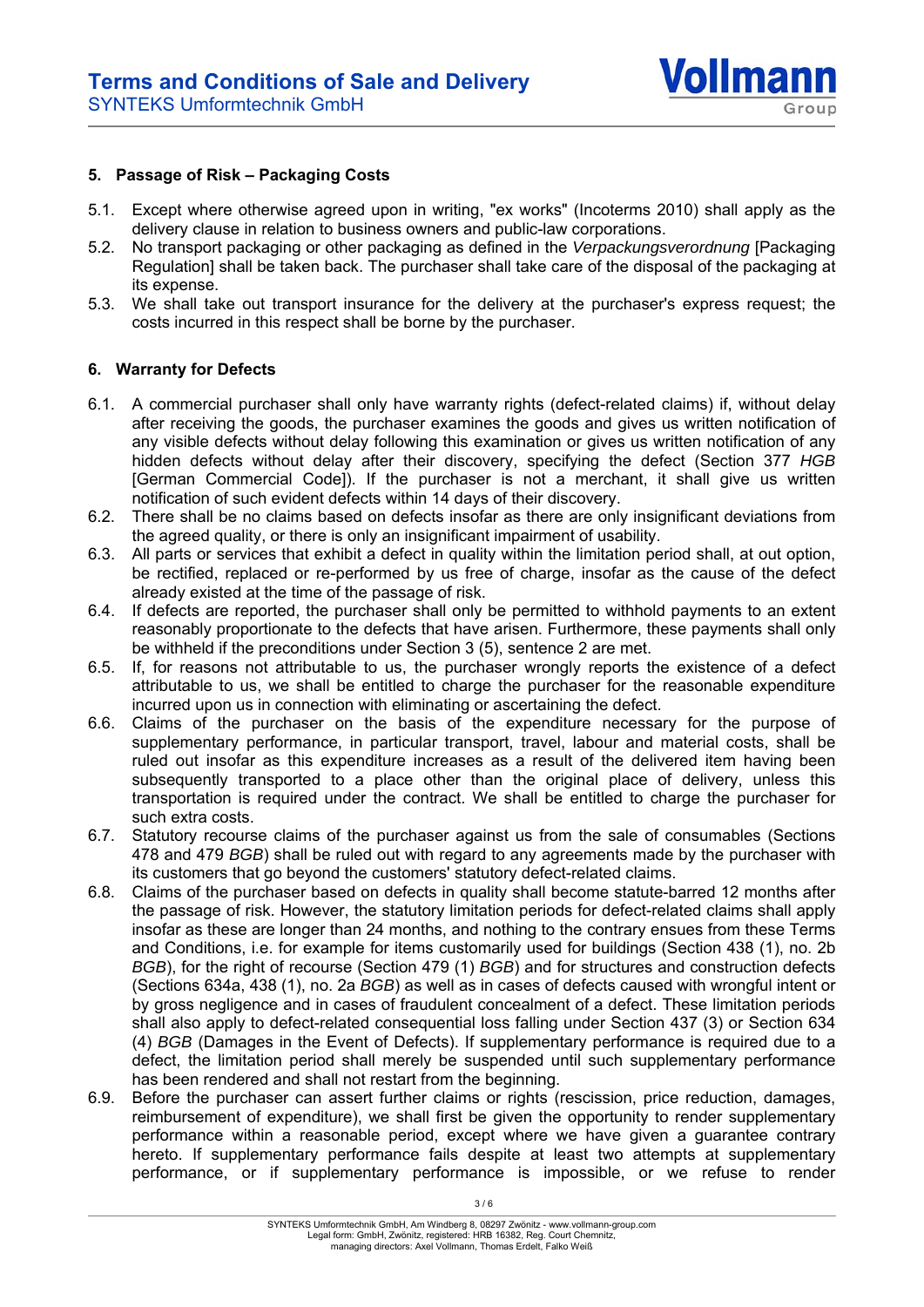## 5. Passage of Risk – Packaging Costs

5.1. Except where otherwise agreed upon in writing, "ex works" (Incoterms 2010) shall apply as the delivery clause in relation to business owners and public-law corporations.

5.2. No transport packaging or other packaging as defined in the *Verpackungsverordnung* [Packaging Regulation] shall be taken back. The purchaser shall take care of the disposal of the packaging at its expense.

5.3. We shall take out transport insurance for the delivery at the purchaser's express request; the costs incurred in this respect shall be borne by the purchaser.

## 6. Warranty for Defects

6.1. A commercial purchaser shall only have warranty rights (defect-related claims) if, without delay after receiving the goods, the purchaser examines the goods and gives us written notification of any visible defects without delay following this examination or gives us written notification of any hidden defects without delay after their discovery, specifying the defect (Section 377 *HGB* [German Commercial Code]). If the purchaser is not a merchant, it shall give us written notification of such evident defects within 14 days of their discovery.

6.2. There shall be no claims based on defects insofar as there are only insignificant deviations from the agreed quality, or there is only an insignificant impairment of usability.

6.3. All parts or services that exhibit a defect in quality within the limitation period shall, at out option, be rectified, replaced or re-performed by us free of charge, insofar as the cause of the defect already existed at the time of the passage of risk.

6.4. If defects are reported, the purchaser shall only be permitted to withhold payments to an extent reasonably proportionate to the defects that have arisen. Furthermore, these payments shall only be withheld if the preconditions under Section 3 (5), sentence 2 are met.

6.5. If, for reasons not attributable to us, the purchaser wrongly reports the existence of a defect attributable to us, we shall be entitled to charge the purchaser for the reasonable expenditure incurred upon us in connection with eliminating or ascertaining the defect.

6.6. Claims of the purchaser on the basis of the expenditure necessary for the purpose of supplementary performance, in particular transport, travel, labour and material costs, shall be ruled out insofar as this expenditure increases as a result of the delivered item having been subsequently transported to a place other than the original place of delivery, unless this transportation is required under the contract. We shall be entitled to charge the purchaser for such extra costs.

6.7. Statutory recourse claims of the purchaser against us from the sale of consumables (Sections 478 and 479 *BGB*) shall be ruled out with regard to any agreements made by the purchaser with its customers that go beyond the customers' statutory defect-related claims.

6.8. Claims of the purchaser based on defects in quality shall become statute-barred 12 months after the passage of risk. However, the statutory limitation periods for defect-related claims shall apply insofar as these are longer than 24 months, and nothing to the contrary ensues from these Terms and Conditions, i.e. for example for items customarily used for buildings (Section 438 (1), no. 2b *BGB*), for the right of recourse (Section 479 (1) *BGB*) and for structures and construction defects (Sections 634a, 438 (1), no. 2a *BGB*) as well as in cases of defects caused with wrongful intent or by gross negligence and in cases of fraudulent concealment of a defect. These limitation periods shall also apply to defect-related consequential loss falling under Section 437 (3) or Section 634 (4) *BGB* (Damages in the Event of Defects). If supplementary performance is required due to a defect, the limitation period shall merely be suspended until such supplementary performance has been rendered and shall not restart from the beginning.

6.9. Before the purchaser can assert further claims or rights (rescission, price reduction, damages, reimbursement of expenditure), we shall first be given the opportunity to render supplementary performance within a reasonable period, except where we have given a guarantee contrary hereto. If supplementary performance fails despite at least two attempts at supplementary performance, or if supplementary performance is impossible, or we refuse to render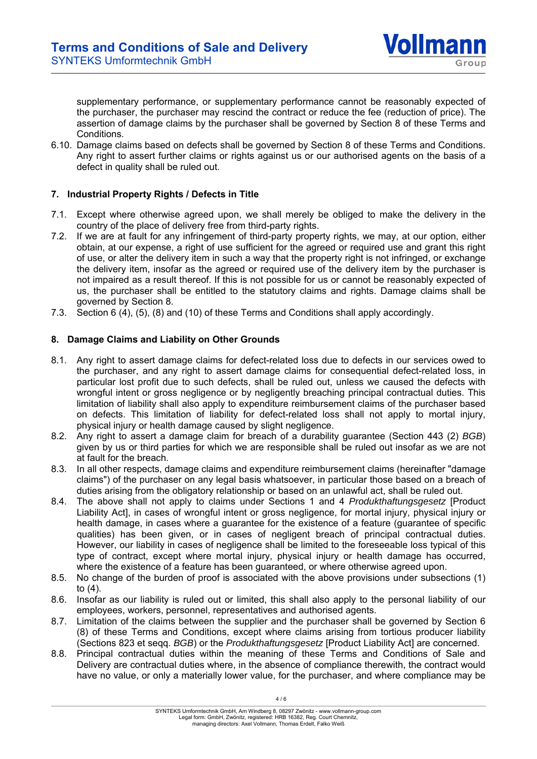supplementary performance, or supplementary performance cannot be reasonably expected of the purchaser, the purchaser may rescind the contract or reduce the fee (reduction of price). The assertion of damage claims by the purchaser shall be governed by Section 8 of these Terms and Conditions.

6.10. Damage claims based on defects shall be governed by Section 8 of these Terms and Conditions. Any right to assert further claims or rights against us or our authorised agents on the basis of a defect in quality shall be ruled out.

## 7. Industrial Property Rights / Defects in Title

7.1. Except where otherwise agreed upon, we shall merely be obliged to make the delivery in the country of the place of delivery free from third-party rights.

7.2. If we are at fault for any infringement of third-party property rights, we may, at our option, either obtain, at our expense, a right of use sufficient for the agreed or required use and grant this right of use, or alter the delivery item in such a way that the property right is not infringed, or exchange the delivery item, insofar as the agreed or required use of the delivery item by the purchaser is not impaired as a result thereof. If this is not possible for us or cannot be reasonably expected of us, the purchaser shall be entitled to the statutory claims and rights. Damage claims shall be governed by Section 8.

7.3. Section 6 (4), (5), (8) and (10) of these Terms and Conditions shall apply accordingly.

## 8. Damage Claims and Liability on Other Grounds

8.1. Any right to assert damage claims for defect-related loss due to defects in our services owed to the purchaser, and any right to assert damage claims for consequential defect-related loss, in particular lost profit due to such defects, shall be ruled out, unless we caused the defects with wrongful intent or gross negligence or by negligently breaching principal contractual duties. This limitation of liability shall also apply to expenditure reimbursement claims of the purchaser based on defects. This limitation of liability for defect-related loss shall not apply to mortal injury, physical injury or health damage caused by slight negligence.

8.2. Any right to assert a damage claim for breach of a durability guarantee (Section 443 (2) *BGB*) given by us or third parties for which we are responsible shall be ruled out insofar as we are not at fault for the breach.

8.3. In all other respects, damage claims and expenditure reimbursement claims (hereinafter "damage claims") of the purchaser on any legal basis whatsoever, in particular those based on a breach of duties arising from the obligatory relationship or based on an unlawful act, shall be ruled out.

8.4. The above shall not apply to claims under Sections 1 and 4 *Produkthaftungsgesetz* [Product Liability Act], in cases of wrongful intent or gross negligence, for mortal injury, physical injury or health damage, in cases where a guarantee for the existence of a feature (guarantee of specific qualities) has been given, or in cases of negligent breach of principal contractual duties. However, our liability in cases of negligence shall be limited to the foreseeable loss typical of this type of contract, except where mortal injury, physical injury or health damage has occurred, where the existence of a feature has been guaranteed, or where otherwise agreed upon.

8.5. No change of the burden of proof is associated with the above provisions under subsections (1) to (4).

8.6. Insofar as our liability is ruled out or limited, this shall also apply to the personal liability of our employees, workers, personnel, representatives and authorised agents.

8.7. Limitation of the claims between the supplier and the purchaser shall be governed by Section 6 (8) of these Terms and Conditions, except where claims arising from tortious producer liability (Sections 823 et seqq. *BGB*) or the *Produkthaftungsgesetz* [Product Liability Act] are concerned.

8.8. Principal contractual duties within the meaning of these Terms and Conditions of Sale and Delivery are contractual duties where, in the absence of compliance therewith, the contract would have no value, or only a materially lower value, for the purchaser, and where compliance may be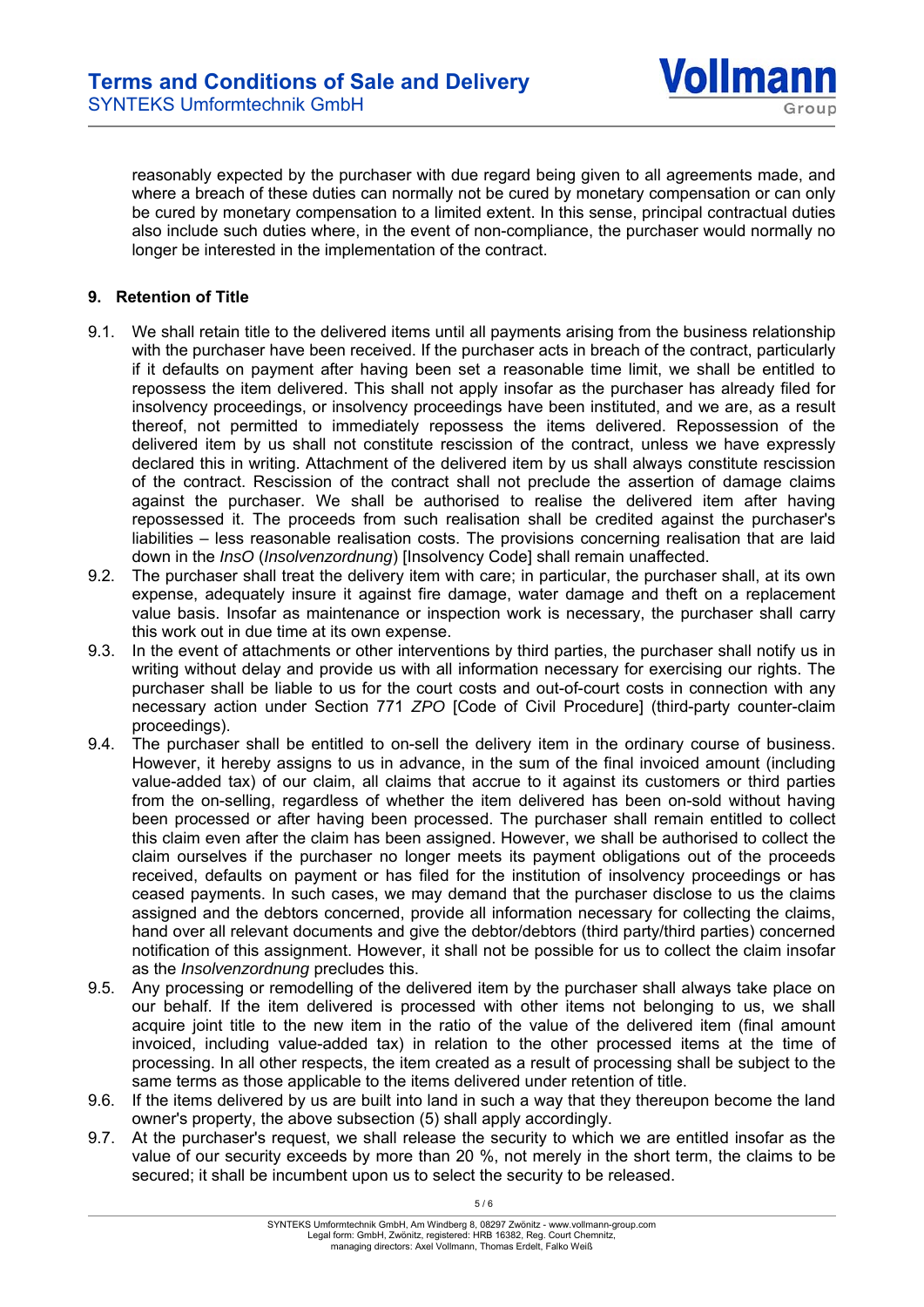reasonably expected by the purchaser with due regard being given to all agreements made, and where a breach of these duties can normally not be cured by monetary compensation or can only be cured by monetary compensation to a limited extent. In this sense, principal contractual duties also include such duties where, in the event of non-compliance, the purchaser would normally no longer be interested in the implementation of the contract.

## 9. Retention of Title

9.1. We shall retain title to the delivered items until all payments arising from the business relationship with the purchaser have been received. If the purchaser acts in breach of the contract, particularly if it defaults on payment after having been set a reasonable time limit, we shall be entitled to repossess the item delivered. This shall not apply insofar as the purchaser has already filed for insolvency proceedings, or insolvency proceedings have been instituted, and we are, as a result thereof, not permitted to immediately repossess the items delivered. Repossession of the delivered item by us shall not constitute rescission of the contract, unless we have expressly declared this in writing. Attachment of the delivered item by us shall always constitute rescission of the contract. Rescission of the contract shall not preclude the assertion of damage claims against the purchaser. We shall be authorised to realise the delivered item after having repossessed it. The proceeds from such realisation shall be credited against the purchaser's liabilities – less reasonable realisation costs. The provisions concerning realisation that are laid down in the *InsO* (*Insolvenzordnung*) [Insolvency Code] shall remain unaffected.

9.2. The purchaser shall treat the delivery item with care; in particular, the purchaser shall, at its own expense, adequately insure it against fire damage, water damage and theft on a replacement value basis. Insofar as maintenance or inspection work is necessary, the purchaser shall carry this work out in due time at its own expense.

9.3. In the event of attachments or other interventions by third parties, the purchaser shall notify us in writing without delay and provide us with all information necessary for exercising our rights. The purchaser shall be liable to us for the court costs and out-of-court costs in connection with any necessary action under Section 771 *ZPO* [Code of Civil Procedure] (third-party counter-claim proceedings).

9.4. The purchaser shall be entitled to on-sell the delivery item in the ordinary course of business. However, it hereby assigns to us in advance, in the sum of the final invoiced amount (including value-added tax) of our claim, all claims that accrue to it against its customers or third parties from the on-selling, regardless of whether the item delivered has been on-sold without having been processed or after having been processed. The purchaser shall remain entitled to collect this claim even after the claim has been assigned. However, we shall be authorised to collect the claim ourselves if the purchaser no longer meets its payment obligations out of the proceeds received, defaults on payment or has filed for the institution of insolvency proceedings or has ceased payments. In such cases, we may demand that the purchaser disclose to us the claims assigned and the debtors concerned, provide all information necessary for collecting the claims, hand over all relevant documents and give the debtor/debtors (third party/third parties) concerned notification of this assignment. However, it shall not be possible for us to collect the claim insofar as the *Insolvenzordnung* precludes this.

9.5. Any processing or remodelling of the delivered item by the purchaser shall always take place on our behalf. If the item delivered is processed with other items not belonging to us, we shall acquire joint title to the new item in the ratio of the value of the delivered item (final amount invoiced, including value-added tax) in relation to the other processed items at the time of processing. In all other respects, the item created as a result of processing shall be subject to the same terms as those applicable to the items delivered under retention of title.

9.6. If the items delivered by us are built into land in such a way that they thereupon become the land owner's property, the above subsection (5) shall apply accordingly.

9.7. At the purchaser's request, we shall release the security to which we are entitled insofar as the value of our security exceeds by more than 20 %, not merely in the short term, the claims to be secured; it shall be incumbent upon us to select the security to be released.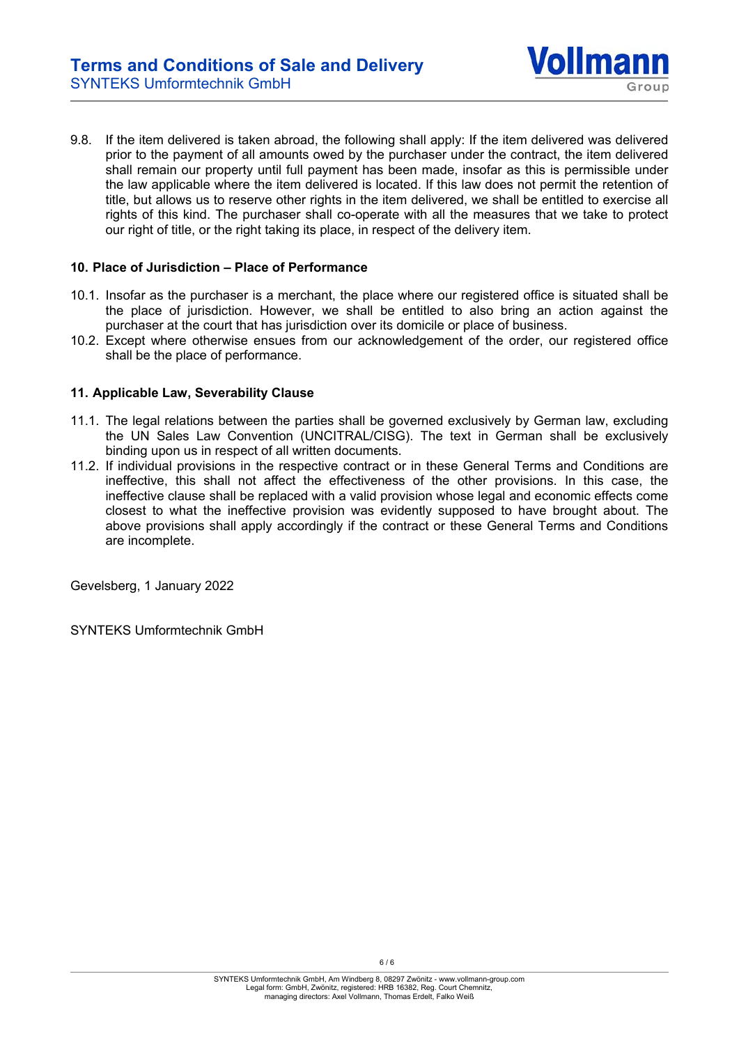9.8. If the item delivered is taken abroad, the following shall apply: If the item delivered was delivered prior to the payment of all amounts owed by the purchaser under the contract, the item delivered shall remain our property until full payment has been made, insofar as this is permissible under the law applicable where the item delivered is located. If this law does not permit the retention of title, but allows us to reserve other rights in the item delivered, we shall be entitled to exercise all rights of this kind. The purchaser shall co-operate with all the measures that we take to protect our right of title, or the right taking its place, in respect of the delivery item.

## 10. Place of Jurisdiction – Place of Performance

10.1. Insofar as the purchaser is a merchant, the place where our registered office is situated shall be the place of jurisdiction. However, we shall be entitled to also bring an action against the purchaser at the court that has jurisdiction over its domicile or place of business.

10.2. Except where otherwise ensues from our acknowledgement of the order, our registered office shall be the place of performance.

## 11. Applicable Law, Severability Clause

11.1. The legal relations between the parties shall be governed exclusively by German law, excluding the UN Sales Law Convention (UNCITRAL/CISG). The text in German shall be exclusively binding upon us in respect of all written documents.

11.2. If individual provisions in the respective contract or in these General Terms and Conditions are ineffective, this shall not affect the effectiveness of the other provisions. In this case, the ineffective clause shall be replaced with a valid provision whose legal and economic effects come closest to what the ineffective provision was evidently supposed to have brought about. The above provisions shall apply accordingly if the contract or these General Terms and Conditions are incomplete.

Gevelsberg, 1 January 2022

SYNTEKS Umformtechnik GmbH